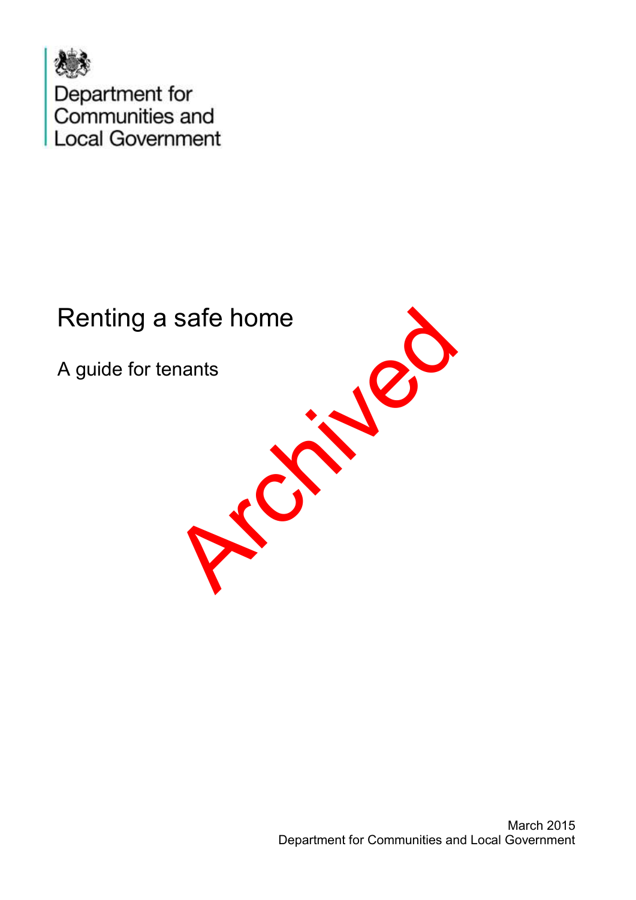Department for Communities and Local Government

# Renting a safe home

## A guide for tenants

Archived

March 2015
Department for Communities and Local Government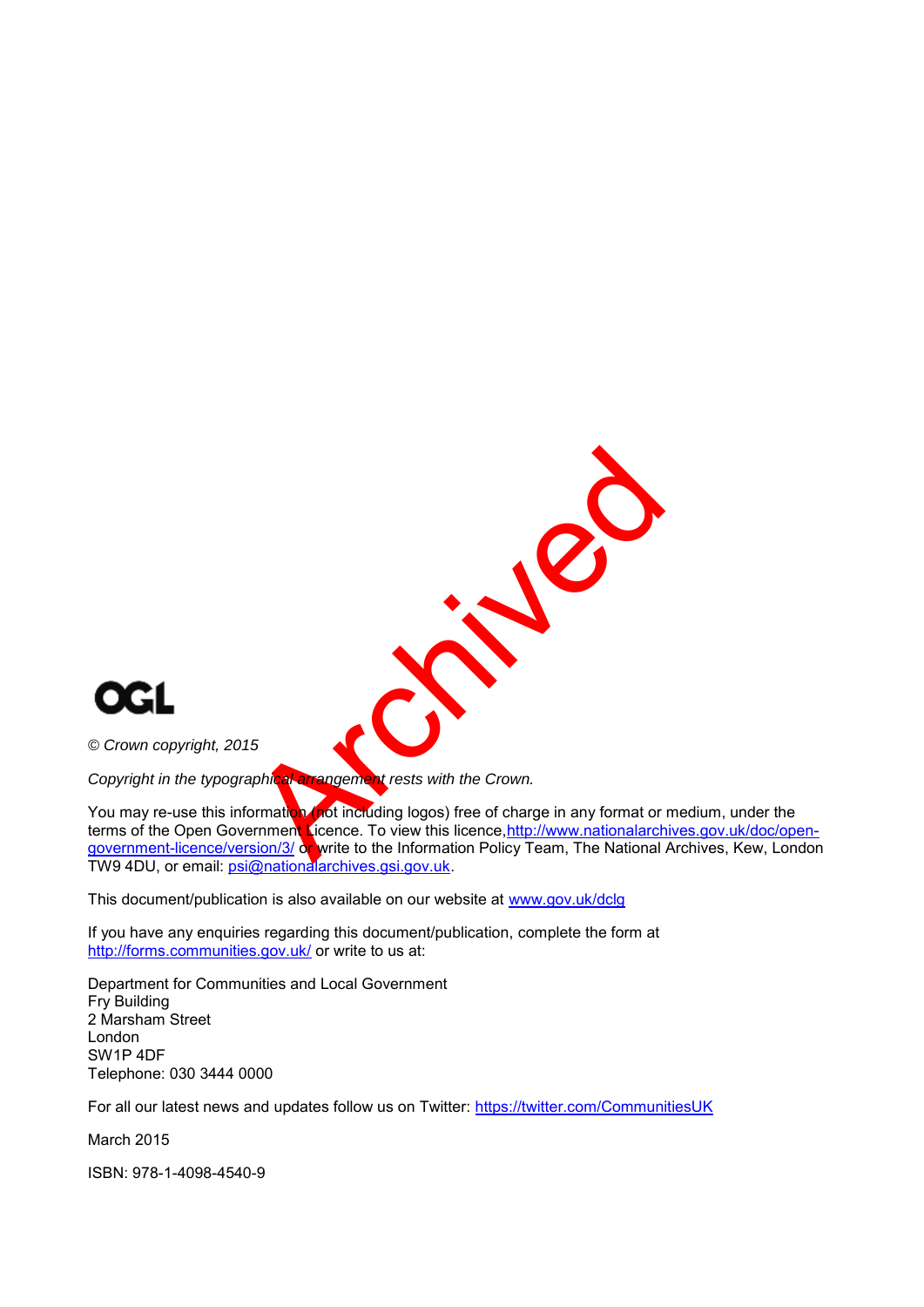OGL

*© Crown copyright, 2015*

*Copyright in the typographical arrangement rests with the Crown.*

You may re-use this information (not including logos) free of charge in any format or medium, under the terms of the Open Government Licence. To view this licence, http://www.nationalarchives.gov.uk/doc/open-government-licence/version/3/ or write to the Information Policy Team, The National Archives, Kew, London TW9 4DU, or email: psi@nationalarchives.gsi.gov.uk.

This document/publication is also available on our website at www.gov.uk/dclg

If you have any enquiries regarding this document/publication, complete the form at http://forms.communities.gov.uk/ or write to us at:

Department for Communities and Local Government  
Fry Building  
2 Marsham Street  
London  
SW1P 4DF  
Telephone: 030 3444 0000

For all our latest news and updates follow us on Twitter: https://twitter.com/CommunitiesUK

March 2015

ISBN: 978-1-4098-4540-9

Archived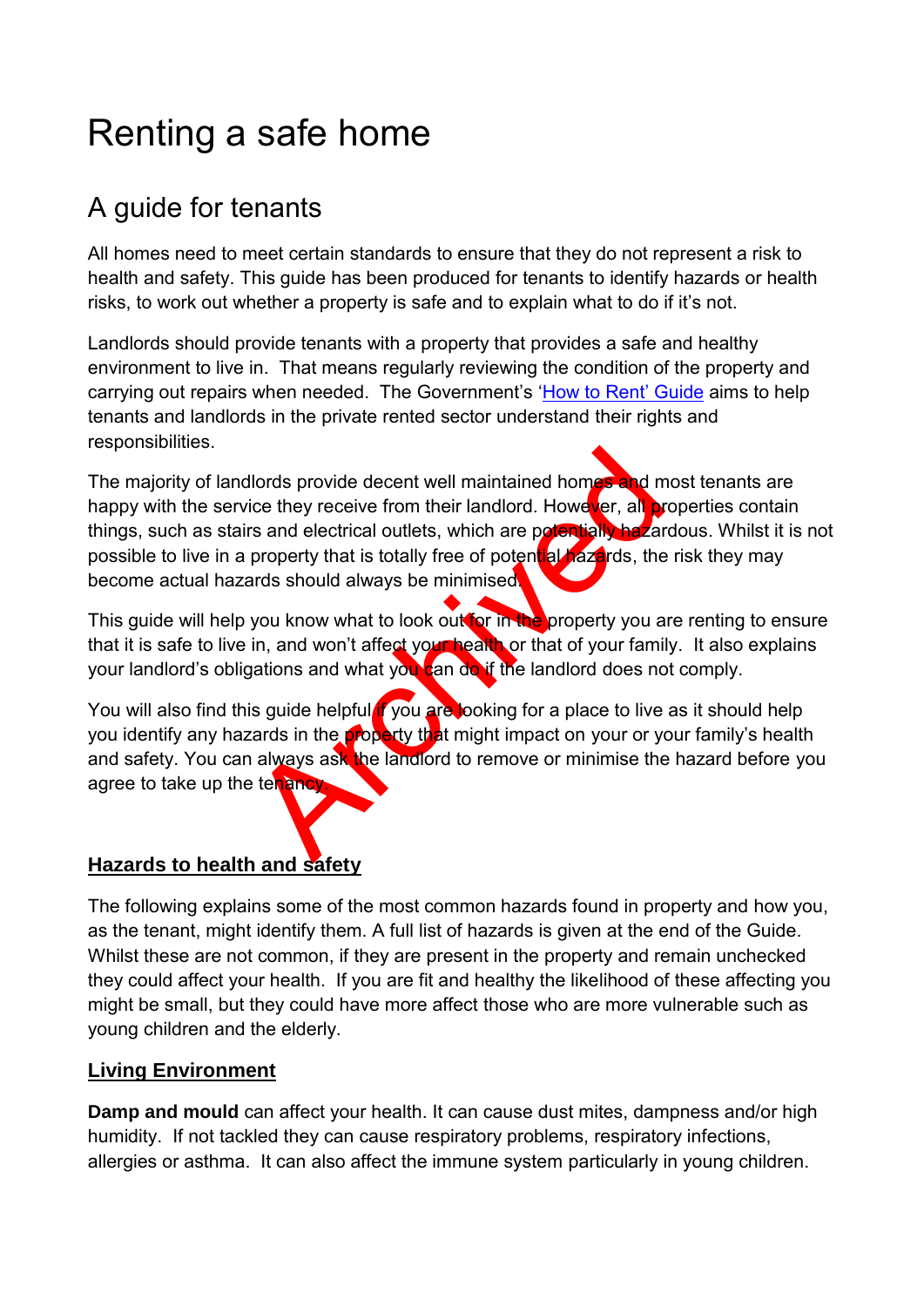# Renting a safe home

## A guide for tenants

All homes need to meet certain standards to ensure that they do not represent a risk to health and safety. This guide has been produced for tenants to identify hazards or health risks, to work out whether a property is safe and to explain what to do if it's not.

Landlords should provide tenants with a property that provides a safe and healthy environment to live in. That means regularly reviewing the condition of the property and carrying out repairs when needed. The Government's 'How to Rent' Guide aims to help tenants and landlords in the private rented sector understand their rights and responsibilities.

The majority of landlords provide decent well maintained homes and most tenants are happy with the service they receive from their landlord. However, all properties contain things, such as stairs and electrical outlets, which are potentially hazardous. Whilst it is not possible to live in a property that is totally free of potential hazards, the risk they may become actual hazards should always be minimised.

This guide will help you know what to look out for in the property you are renting to ensure that it is safe to live in, and won't affect your health or that of your family. It also explains your landlord's obligations and what you can do if the landlord does not comply.

You will also find this guide helpful if you are looking for a place to live as it should help you identify any hazards in the property that might impact on your or your family's health and safety. You can always ask the landlord to remove or minimise the hazard before you agree to take up the tenancy.

**Hazards to health and safety**

The following explains some of the most common hazards found in property and how you, as the tenant, might identify them. A full list of hazards is given at the end of the Guide. Whilst these are not common, if they are present in the property and remain unchecked they could affect your health. If you are fit and healthy the likelihood of these affecting you might be small, but they could have more affect those who are more vulnerable such as young children and the elderly.

**Living Environment**

**Damp and mould** can affect your health. It can cause dust mites, dampness and/or high humidity. If not tackled they can cause respiratory problems, respiratory infections, allergies or asthma. It can also affect the immune system particularly in young children.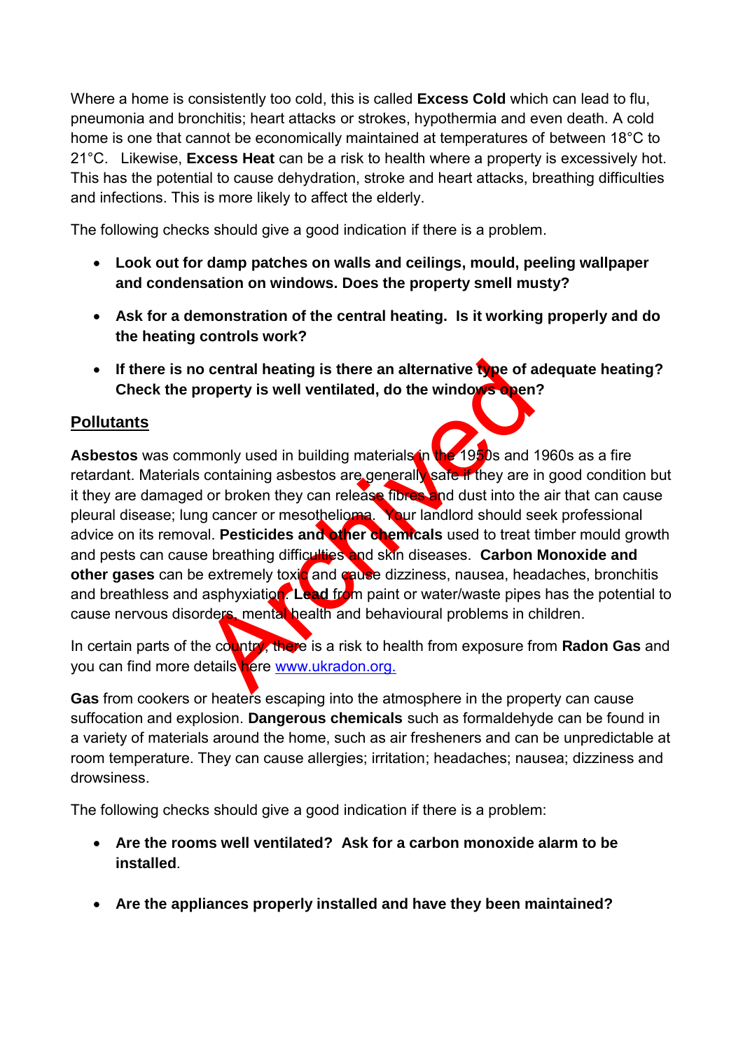Where a home is consistently too cold, this is called **Excess Cold** which can lead to flu, pneumonia and bronchitis; heart attacks or strokes, hypothermia and even death. A cold home is one that cannot be economically maintained at temperatures of between 18°C to 21°C. Likewise, **Excess Heat** can be a risk to health where a property is excessively hot. This has the potential to cause dehydration, stroke and heart attacks, breathing difficulties and infections. This is more likely to affect the elderly.

The following checks should give a good indication if there is a problem.

- **Look out for damp patches on walls and ceilings, mould, peeling wallpaper and condensation on windows. Does the property smell musty?**
- **Ask for a demonstration of the central heating. Is it working properly and do the heating controls work?**
- **If there is no central heating is there an alternative type of adequate heating? Check the property is well ventilated, do the windows open?**

## Pollutants

**Asbestos** was commonly used in building materials in the 1950s and 1960s as a fire retardant. Materials containing asbestos are generally safe if they are in good condition but it they are damaged or broken they can release fibres and dust into the air that can cause pleural disease; lung cancer or mesothelioma. Your landlord should seek professional advice on its removal. **Pesticides and other chemicals** used to treat timber mould growth and pests can cause breathing difficulties and skin diseases. **Carbon Monoxide and other gases** can be extremely toxic and cause dizziness, nausea, headaches, bronchitis and breathless and asphyxiation. **Lead** from paint or water/waste pipes has the potential to cause nervous disorders, mental health and behavioural problems in children.

In certain parts of the country, there is a risk to health from exposure from **Radon Gas** and you can find more details here www.ukradon.org.

**Gas** from cookers or heaters escaping into the atmosphere in the property can cause suffocation and explosion. **Dangerous chemicals** such as formaldehyde can be found in a variety of materials around the home, such as air fresheners and can be unpredictable at room temperature. They can cause allergies; irritation; headaches; nausea; dizziness and drowsiness.

The following checks should give a good indication if there is a problem:

- **Are the rooms well ventilated? Ask for a carbon monoxide alarm to be installed**.
- **Are the appliances properly installed and have they been maintained?**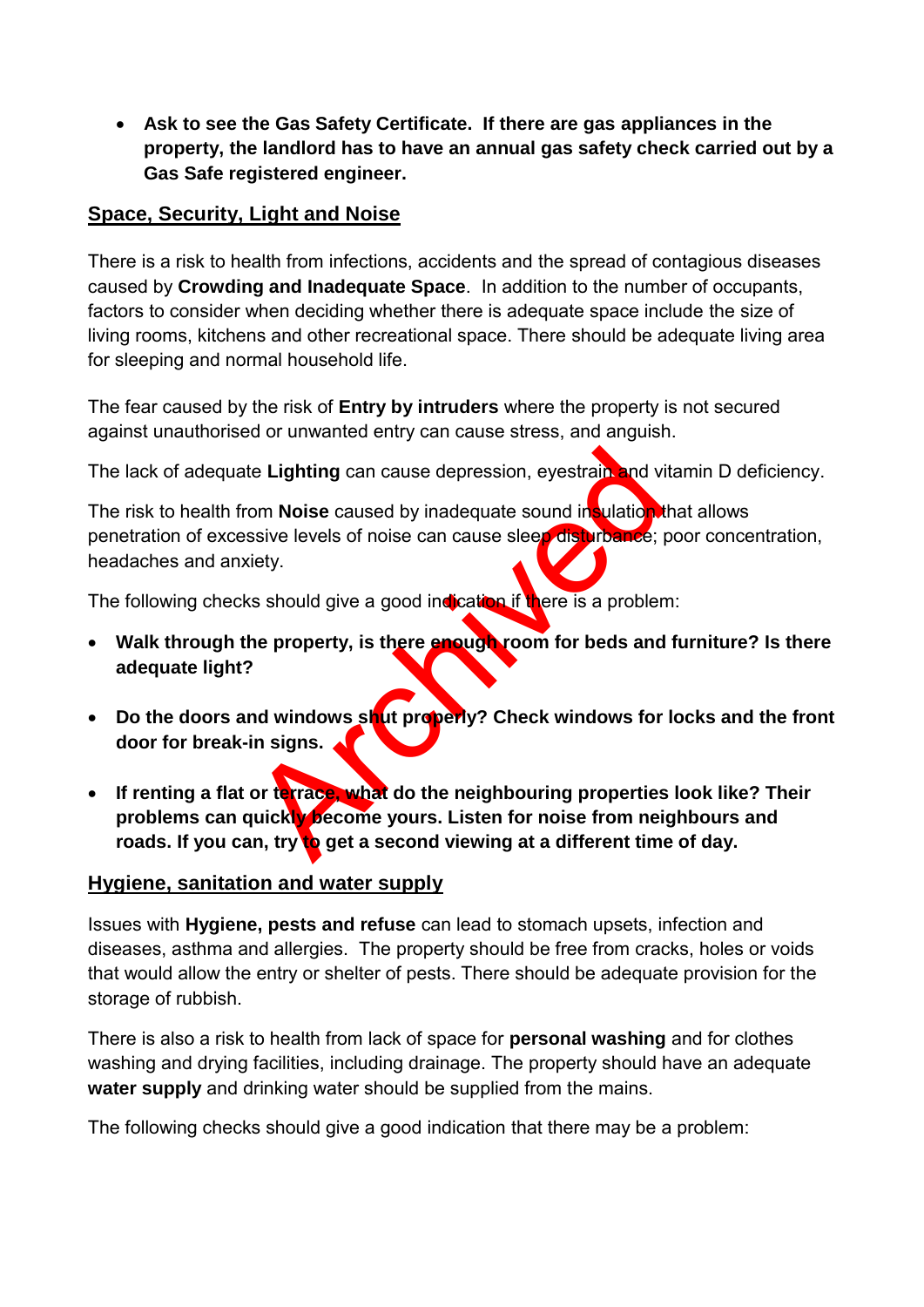- **Ask to see the Gas Safety Certificate. If there are gas appliances in the property, the landlord has to have an annual gas safety check carried out by a Gas Safe registered engineer.**

## Space, Security, Light and Noise

There is a risk to health from infections, accidents and the spread of contagious diseases caused by **Crowding and Inadequate Space**. In addition to the number of occupants, factors to consider when deciding whether there is adequate space include the size of living rooms, kitchens and other recreational space. There should be adequate living area for sleeping and normal household life.

The fear caused by the risk of **Entry by intruders** where the property is not secured against unauthorised or unwanted entry can cause stress, and anguish.

The lack of adequate **Lighting** can cause depression, eyestrain and vitamin D deficiency.

The risk to health from **Noise** caused by inadequate sound insulation that allows penetration of excessive levels of noise can cause sleep disturbance; poor concentration, headaches and anxiety.

The following checks should give a good indication if there is a problem:

- **Walk through the property, is there enough room for beds and furniture? Is there adequate light?**

- **Do the doors and windows shut properly? Check windows for locks and the front door for break-in signs.**

- **If renting a flat or terrace, what do the neighbouring properties look like? Their problems can quickly become yours. Listen for noise from neighbours and roads. If you can, try to get a second viewing at a different time of day.**

## Hygiene, sanitation and water supply

Issues with **Hygiene, pests and refuse** can lead to stomach upsets, infection and diseases, asthma and allergies. The property should be free from cracks, holes or voids that would allow the entry or shelter of pests. There should be adequate provision for the storage of rubbish.

There is also a risk to health from lack of space for **personal washing** and for clothes washing and drying facilities, including drainage. The property should have an adequate **water supply** and drinking water should be supplied from the mains.

The following checks should give a good indication that there may be a problem: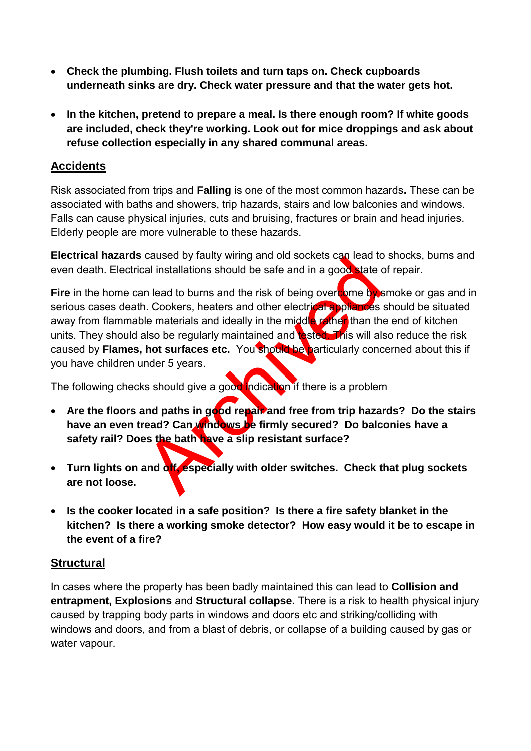- **Check the plumbing. Flush toilets and turn taps on. Check cupboards underneath sinks are dry. Check water pressure and that the water gets hot.**

- **In the kitchen, pretend to prepare a meal. Is there enough room? If white goods are included, check they're working. Look out for mice droppings and ask about refuse collection especially in any shared communal areas.**

## Accidents

Risk associated from trips and **Falling** is one of the most common hazards**.** These can be associated with baths and showers, trip hazards, stairs and low balconies and windows. Falls can cause physical injuries, cuts and bruising, fractures or brain and head injuries. Elderly people are more vulnerable to these hazards.

**Electrical hazards** caused by faulty wiring and old sockets can lead to shocks, burns and even death. Electrical installations should be safe and in a good state of repair.

**Fire** in the home can lead to burns and the risk of being overcome by smoke or gas and in serious cases death. Cookers, heaters and other electrical appliances should be situated away from flammable materials and ideally in the middle rather than the end of kitchen units. They should also be regularly maintained and tested. This will also reduce the risk caused by **Flames, hot surfaces etc.** You should be particularly concerned about this if you have children under 5 years.

The following checks should give a good indication if there is a problem

- **Are the floors and paths in good repair and free from trip hazards? Do the stairs have an even tread? Can windows be firmly secured? Do balconies have a safety rail? Does the bath have a slip resistant surface?**

- **Turn lights on and off, especially with older switches. Check that plug sockets are not loose.**

- **Is the cooker located in a safe position? Is there a fire safety blanket in the kitchen? Is there a working smoke detector? How easy would it be to escape in the event of a fire?**

## Structural

In cases where the property has been badly maintained this can lead to **Collision and entrapment, Explosions** and **Structural collapse.** There is a risk to health physical injury caused by trapping body parts in windows and doors etc and striking/colliding with windows and doors, and from a blast of debris, or collapse of a building caused by gas or water vapour.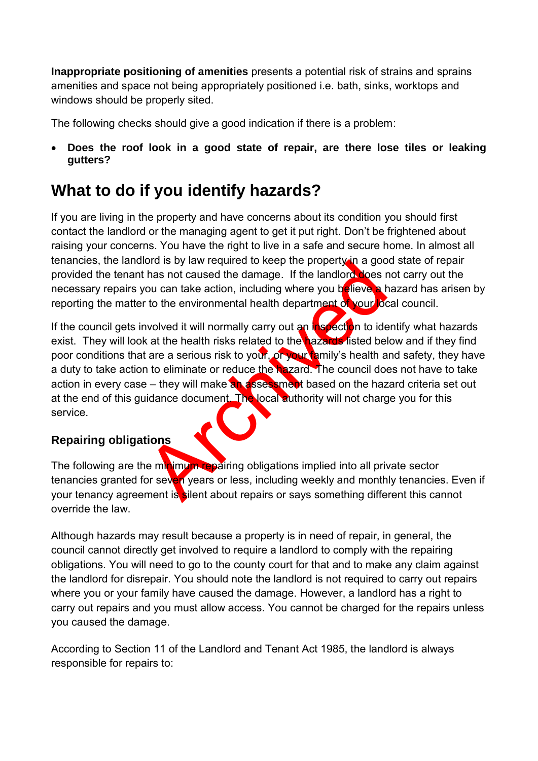**Inappropriate positioning of amenities** presents a potential risk of strains and sprains amenities and space not being appropriately positioned i.e. bath, sinks, worktops and windows should be properly sited.

The following checks should give a good indication if there is a problem:

- **Does the roof look in a good state of repair, are there lose tiles or leaking gutters?**

# What to do if you identify hazards?

If you are living in the property and have concerns about its condition you should first contact the landlord or the managing agent to get it put right. Don't be frightened about raising your concerns. You have the right to live in a safe and secure home. In almost all tenancies, the landlord is by law required to keep the property in a good state of repair provided the tenant has not caused the damage. If the landlord does not carry out the necessary repairs you can take action, including where you believe a hazard has arisen by reporting the matter to the environmental health department of your local council.

If the council gets involved it will normally carry out an inspection to identify what hazards exist. They will look at the health risks related to the hazards listed below and if they find poor conditions that are a serious risk to your, or your family's health and safety, they have a duty to take action to eliminate or reduce the hazard. The council does not have to take action in every case – they will make an assessment based on the hazard criteria set out at the end of this guidance document. The local authority will not charge you for this service.

### Repairing obligations

The following are the minimum repairing obligations implied into all private sector tenancies granted for seven years or less, including weekly and monthly tenancies. Even if your tenancy agreement is silent about repairs or says something different this cannot override the law.

Although hazards may result because a property is in need of repair, in general, the council cannot directly get involved to require a landlord to comply with the repairing obligations. You will need to go to the county court for that and to make any claim against the landlord for disrepair. You should note the landlord is not required to carry out repairs where you or your family have caused the damage. However, a landlord has a right to carry out repairs and you must allow access. You cannot be charged for the repairs unless you caused the damage.

According to Section 11 of the Landlord and Tenant Act 1985, the landlord is always responsible for repairs to: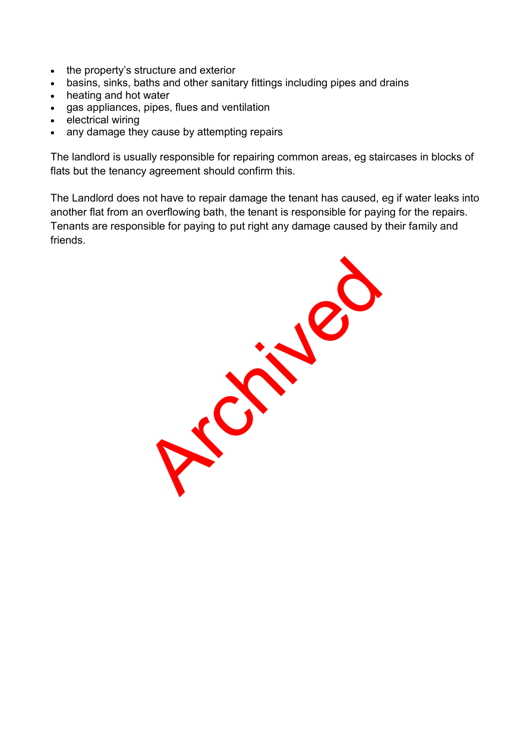- the property's structure and exterior
- basins, sinks, baths and other sanitary fittings including pipes and drains
- heating and hot water
- gas appliances, pipes, flues and ventilation
- electrical wiring
- any damage they cause by attempting repairs

The landlord is usually responsible for repairing common areas, eg staircases in blocks of flats but the tenancy agreement should confirm this.

The Landlord does not have to repair damage the tenant has caused, eg if water leaks into another flat from an overflowing bath, the tenant is responsible for paying for the repairs. Tenants are responsible for paying to put right any damage caused by their family and friends.

Archived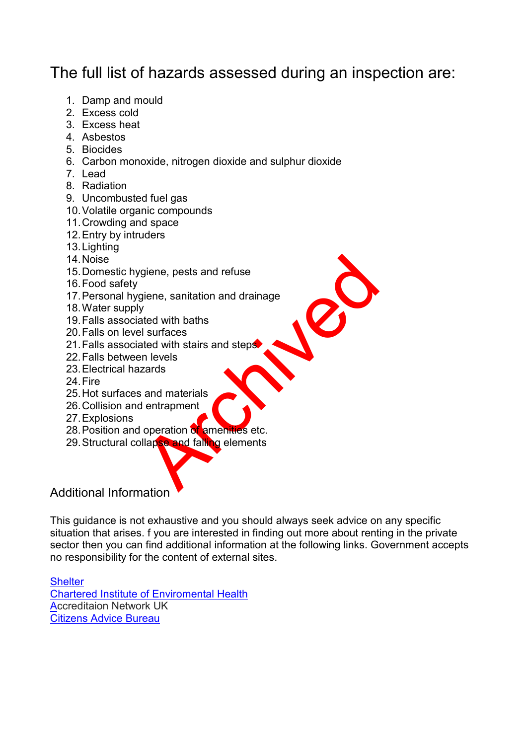## The full list of hazards assessed during an inspection are:

1. Damp and mould
2. Excess cold
3. Excess heat
4. Asbestos
5. Biocides
6. Carbon monoxide, nitrogen dioxide and sulphur dioxide
7. Lead
8. Radiation
9. Uncombusted fuel gas
10. Volatile organic compounds
11. Crowding and space
12. Entry by intruders
13. Lighting
14. Noise
15. Domestic hygiene, pests and refuse
16. Food safety
17. Personal hygiene, sanitation and drainage
18. Water supply
19. Falls associated with baths
20. Falls on level surfaces
21. Falls associated with stairs and steps
22. Falls between levels
23. Electrical hazards
24. Fire
25. Hot surfaces and materials
26. Collision and entrapment
27. Explosions
28. Position and operation of amenities etc.
29. Structural collapse and falling elements

Archived

### Additional Information

This guidance is not exhaustive and you should always seek advice on any specific situation that arises. f you are interested in finding out more about renting in the private sector then you can find additional information at the following links. Government accepts no responsibility for the content of external sites.

Shelter
Chartered Institute of Enviromental Health
Accreditaion Network UK
Citizens Advice Bureau